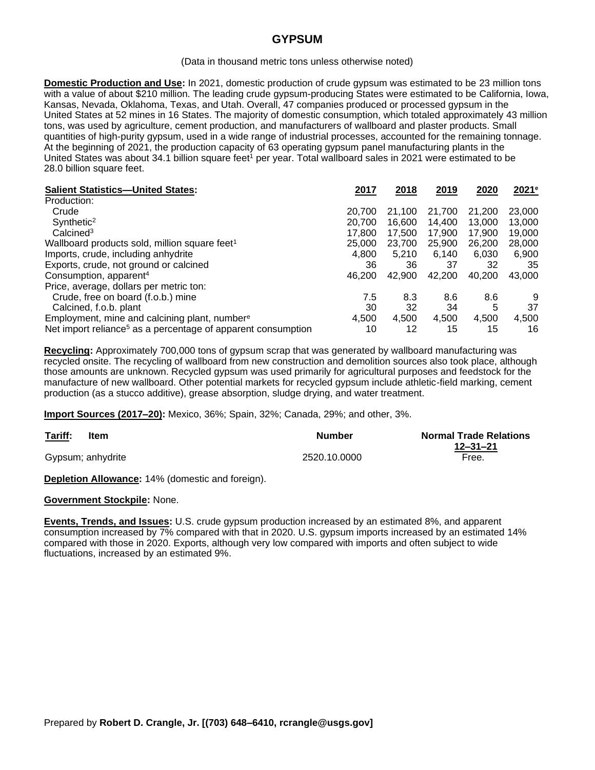# GYPSUM

(Data in thousand metric tons unless otherwise noted)

**Domestic Production and Use:** In 2021, domestic production of crude gypsum was estimated to be 23 million tons with a value of about $210 million. The leading crude gypsum-producing States were estimated to be California, Iowa, Kansas, Nevada, Oklahoma, Texas, and Utah. Overall, 47 companies produced or processed gypsum in the United States at 52 mines in 16 States. The majority of domestic consumption, which totaled approximately 43 million tons, was used by agriculture, cement production, and manufacturers of wallboard and plaster products. Small quantities of high-purity gypsum, used in a wide range of industrial processes, accounted for the remaining tonnage. At the beginning of 2021, the production capacity of 63 operating gypsum panel manufacturing plants in the United States was about 34.1 billion square feet[1] per year. Total wallboard sales in 2021 were estimated to be 28.0 billion square feet.

| **Salient Statistics—United States:** | 2017 | 2018 | 2019 | 2020 | 2021[e] |
|---|---|---|---|---|---|
| Production: | | | | | |
| Crude | 20,700 | 21,100 | 21,700 | 21,200 | 23,000 |
| Synthetic[2] | 20,700 | 16,600 | 14,400 | 13,000 | 13,000 |
| Calcined[3] | 17,800 | 17,500 | 17,900 | 17,900 | 19,000 |
| Wallboard products sold, million square feet[1] | 25,000 | 23,700 | 25,900 | 26,200 | 28,000 |
| Imports, crude, including anhydrite | 4,800 | 5,210 | 6,140 | 6,030 | 6,900 |
| Exports, crude, not ground or calcined | 36 | 36 | 37 | 32 | 35 |
| Consumption, apparent[4] | 46,200 | 42,900 | 42,200 | 40,200 | 43,000 |
| Price, average, dollars per metric ton: | | | | | |
| Crude, free on board (f.o.b.) mine | 7.5 | 8.3 | 8.6 | 8.6 | 9 |
| Calcined, f.o.b. plant | 30 | 32 | 34 | 5 | 37 |
| Employment, mine and calcining plant, number[e] | 4,500 | 4,500 | 4,500 | 4,500 | 4,500 |
| Net import reliance[5] as a percentage of apparent consumption | 10 | 12 | 15 | 15 | 16 |

**Recycling:** Approximately 700,000 tons of gypsum scrap that was generated by wallboard manufacturing was recycled onsite. The recycling of wallboard from new construction and demolition sources also took place, although those amounts are unknown. Recycled gypsum was used primarily for agricultural purposes and feedstock for the manufacture of new wallboard. Other potential markets for recycled gypsum include athletic-field marking, cement production (as a stucco additive), grease absorption, sludge drying, and water treatment.

**Import Sources (2017–20):** Mexico, 36%; Spain, 32%; Canada, 29%; and other, 3%.

| **Tariff:** Item | Number | Normal Trade Relations 12–31–21 |
|---|---|---|
| Gypsum; anhydrite | 2520.10.0000 | Free. |

**Depletion Allowance:** 14% (domestic and foreign).

**Government Stockpile:** None.

**Events, Trends, and Issues:** U.S. crude gypsum production increased by an estimated 8%, and apparent consumption increased by 7% compared with that in 2020. U.S. gypsum imports increased by an estimated 14% compared with those in 2020. Exports, although very low compared with imports and often subject to wide fluctuations, increased by an estimated 9%.

Prepared by **Robert D. Crangle, Jr. [(703) 648–6410, rcrangle@usgs.gov]**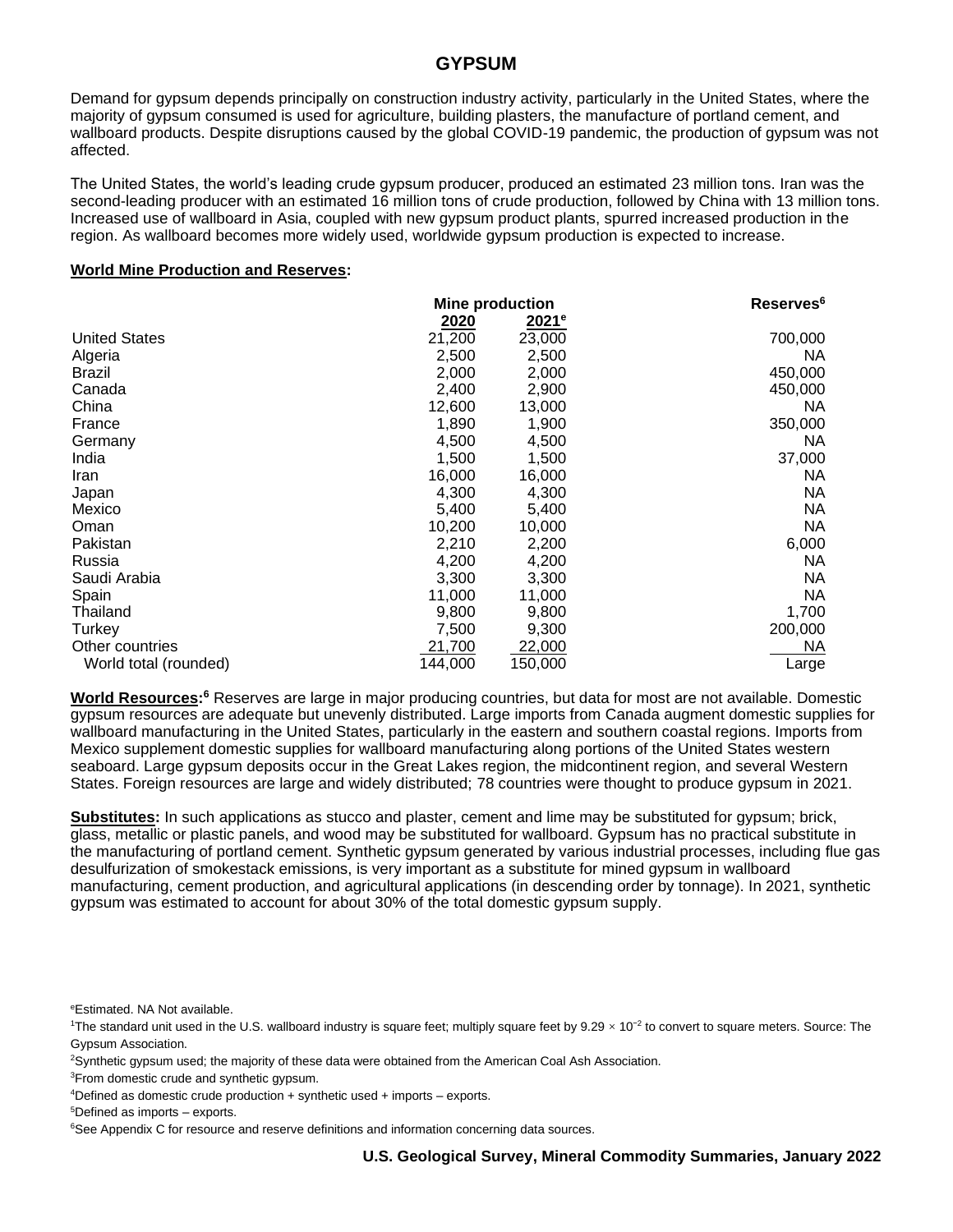# GYPSUM

Demand for gypsum depends principally on construction industry activity, particularly in the United States, where the majority of gypsum consumed is used for agriculture, building plasters, the manufacture of portland cement, and wallboard products. Despite disruptions caused by the global COVID-19 pandemic, the production of gypsum was not affected.

The United States, the world's leading crude gypsum producer, produced an estimated 23 million tons. Iran was the second-leading producer with an estimated 16 million tons of crude production, followed by China with 13 million tons. Increased use of wallboard in Asia, coupled with new gypsum product plants, spurred increased production in the region. As wallboard becomes more widely used, worldwide gypsum production is expected to increase.

**World Mine Production and Reserves:**

| | Mine production | | Reserves[6] |
|---|---|---|---|
| | 2020 | 2021[e] | |
| United States | 21,200 | 23,000 | 700,000 |
| Algeria | 2,500 | 2,500 | NA |
| Brazil | 2,000 | 2,000 | 450,000 |
| Canada | 2,400 | 2,900 | 450,000 |
| China | 12,600 | 13,000 | NA |
| France | 1,890 | 1,900 | 350,000 |
| Germany | 4,500 | 4,500 | NA |
| India | 1,500 | 1,500 | 37,000 |
| Iran | 16,000 | 16,000 | NA |
| Japan | 4,300 | 4,300 | NA |
| Mexico | 5,400 | 5,400 | NA |
| Oman | 10,200 | 10,000 | NA |
| Pakistan | 2,210 | 2,200 | 6,000 |
| Russia | 4,200 | 4,200 | NA |
| Saudi Arabia | 3,300 | 3,300 | NA |
| Spain | 11,000 | 11,000 | NA |
| Thailand | 9,800 | 9,800 | 1,700 |
| Turkey | 7,500 | 9,300 | 200,000 |
| Other countries | 21,700 | 22,000 | NA |
| World total (rounded) | 144,000 | 150,000 | Large |

**World Resources:[6]** Reserves are large in major producing countries, but data for most are not available. Domestic gypsum resources are adequate but unevenly distributed. Large imports from Canada augment domestic supplies for wallboard manufacturing in the United States, particularly in the eastern and southern coastal regions. Imports from Mexico supplement domestic supplies for wallboard manufacturing along portions of the United States western seaboard. Large gypsum deposits occur in the Great Lakes region, the midcontinent region, and several Western States. Foreign resources are large and widely distributed; 78 countries were thought to produce gypsum in 2021.

**Substitutes:** In such applications as stucco and plaster, cement and lime may be substituted for gypsum; brick, glass, metallic or plastic panels, and wood may be substituted for wallboard. Gypsum has no practical substitute in the manufacturing of portland cement. Synthetic gypsum generated by various industrial processes, including flue gas desulfurization of smokestack emissions, is very important as a substitute for mined gypsum in wallboard manufacturing, cement production, and agricultural applications (in descending order by tonnage). In 2021, synthetic gypsum was estimated to account for about 30% of the total domestic gypsum supply.

[e]Estimated. NA Not available.

[1]The standard unit used in the U.S. wallboard industry is square feet; multiply square feet by $9.29 \times 10^{-2}$ to convert to square meters. Source: The Gypsum Association.

[2]Synthetic gypsum used; the majority of these data were obtained from the American Coal Ash Association.

[3]From domestic crude and synthetic gypsum.

[4]Defined as domestic crude production + synthetic used + imports – exports.

[5]Defined as imports – exports.

[6]See Appendix C for resource and reserve definitions and information concerning data sources.